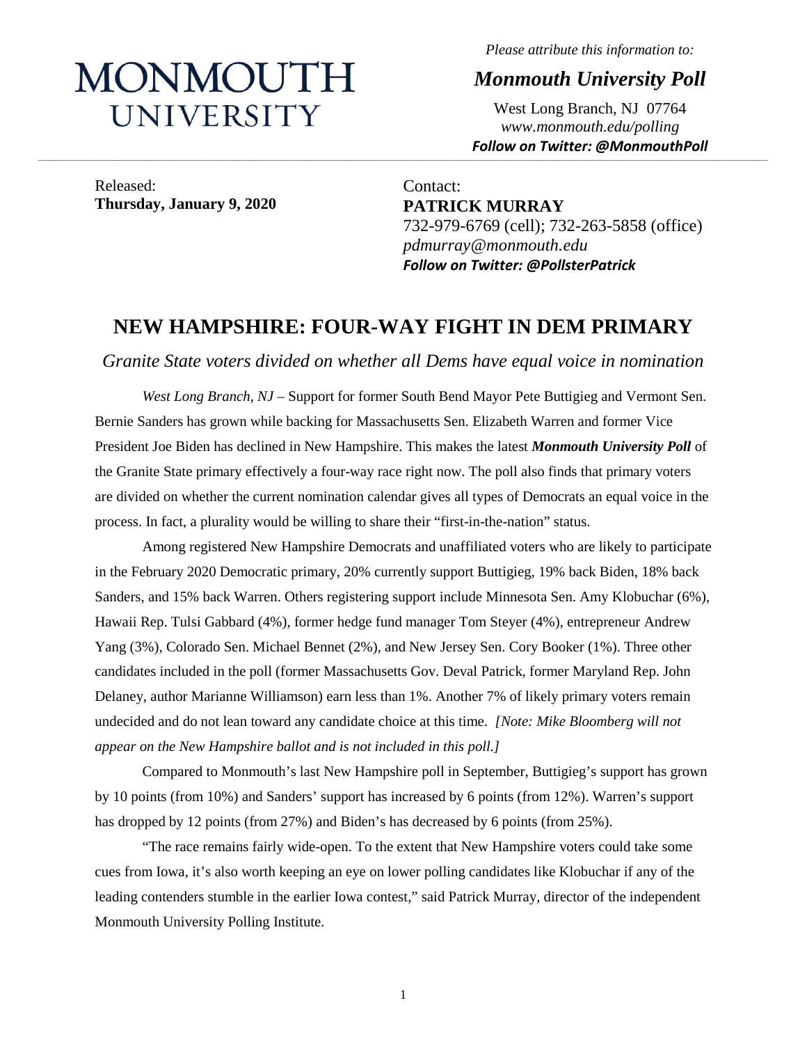# MONMOUTH UNIVERSITY

*Please attribute this information to:*

***Monmouth University Poll***

West Long Branch, NJ 07764
*www.monmouth.edu/polling*
***Follow on Twitter: @MonmouthPoll***

Released:
**Thursday, January 9, 2020**

Contact:
**PATRICK MURRAY**
732-979-6769 (cell); 732-263-5858 (office)
*pdmurray@monmouth.edu*
***Follow on Twitter: @PollsterPatrick***

## NEW HAMPSHIRE: FOUR-WAY FIGHT IN DEM PRIMARY

*Granite State voters divided on whether all Dems have equal voice in nomination*

*West Long Branch, NJ* – Support for former South Bend Mayor Pete Buttigieg and Vermont Sen. Bernie Sanders has grown while backing for Massachusetts Sen. Elizabeth Warren and former Vice President Joe Biden has declined in New Hampshire. This makes the latest ***Monmouth University Poll*** of the Granite State primary effectively a four-way race right now. The poll also finds that primary voters are divided on whether the current nomination calendar gives all types of Democrats an equal voice in the process. In fact, a plurality would be willing to share their "first-in-the-nation" status.

Among registered New Hampshire Democrats and unaffiliated voters who are likely to participate in the February 2020 Democratic primary, 20% currently support Buttigieg, 19% back Biden, 18% back Sanders, and 15% back Warren. Others registering support include Minnesota Sen. Amy Klobuchar (6%), Hawaii Rep. Tulsi Gabbard (4%), former hedge fund manager Tom Steyer (4%), entrepreneur Andrew Yang (3%), Colorado Sen. Michael Bennet (2%), and New Jersey Sen. Cory Booker (1%). Three other candidates included in the poll (former Massachusetts Gov. Deval Patrick, former Maryland Rep. John Delaney, author Marianne Williamson) earn less than 1%. Another 7% of likely primary voters remain undecided and do not lean toward any candidate choice at this time. *[Note: Mike Bloomberg will not appear on the New Hampshire ballot and is not included in this poll.]*

Compared to Monmouth's last New Hampshire poll in September, Buttigieg's support has grown by 10 points (from 10%) and Sanders' support has increased by 6 points (from 12%). Warren's support has dropped by 12 points (from 27%) and Biden's has decreased by 6 points (from 25%).

"The race remains fairly wide-open. To the extent that New Hampshire voters could take some cues from Iowa, it's also worth keeping an eye on lower polling candidates like Klobuchar if any of the leading contenders stumble in the earlier Iowa contest," said Patrick Murray, director of the independent Monmouth University Polling Institute.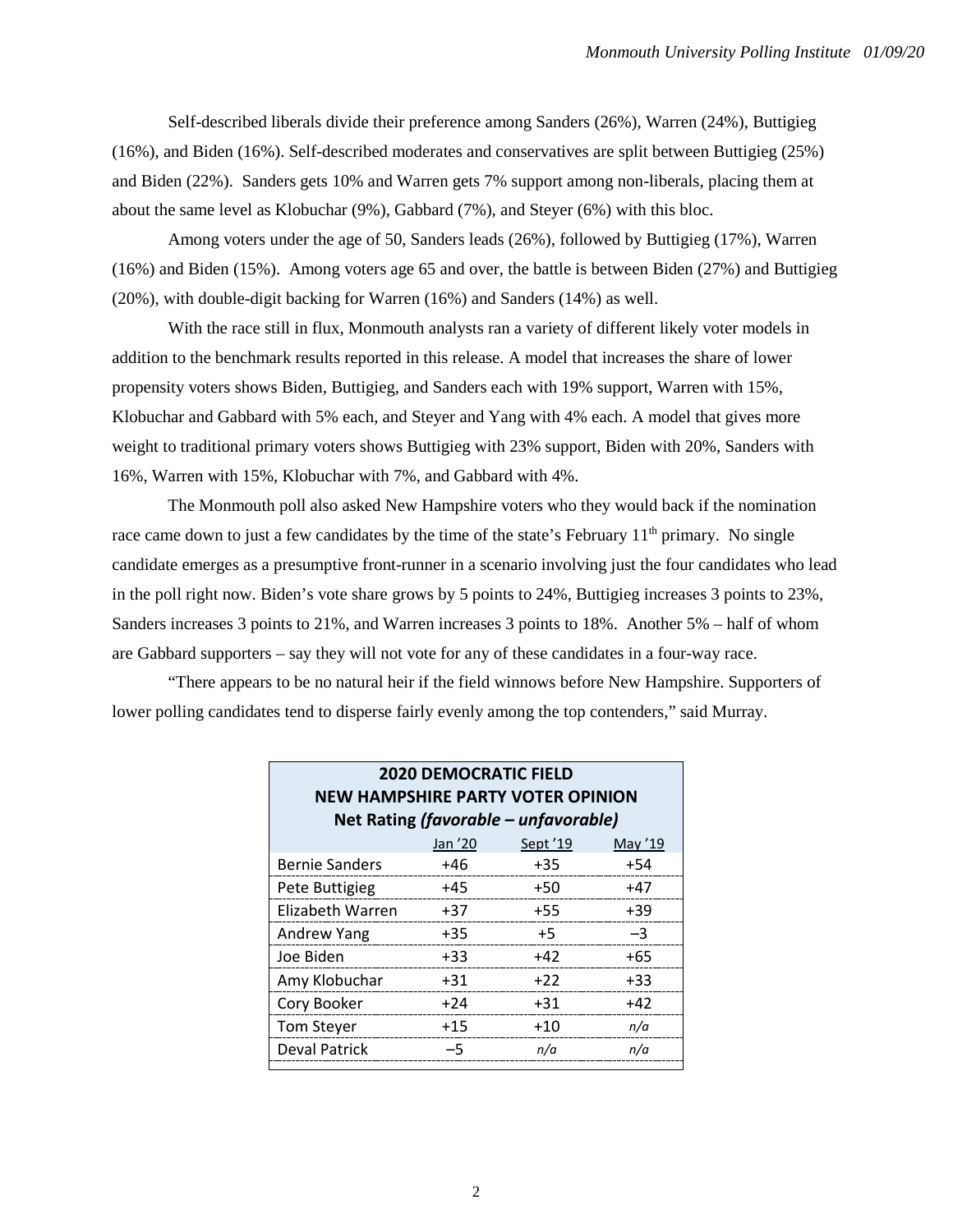Self-described liberals divide their preference among Sanders (26%), Warren (24%), Buttigieg (16%), and Biden (16%). Self-described moderates and conservatives are split between Buttigieg (25%) and Biden (22%). Sanders gets 10% and Warren gets 7% support among non-liberals, placing them at about the same level as Klobuchar (9%), Gabbard (7%), and Steyer (6%) with this bloc.

Among voters under the age of 50, Sanders leads (26%), followed by Buttigieg (17%), Warren (16%) and Biden (15%). Among voters age 65 and over, the battle is between Biden (27%) and Buttigieg (20%), with double-digit backing for Warren (16%) and Sanders (14%) as well.

With the race still in flux, Monmouth analysts ran a variety of different likely voter models in addition to the benchmark results reported in this release. A model that increases the share of lower propensity voters shows Biden, Buttigieg, and Sanders each with 19% support, Warren with 15%, Klobuchar and Gabbard with 5% each, and Steyer and Yang with 4% each. A model that gives more weight to traditional primary voters shows Buttigieg with 23% support, Biden with 20%, Sanders with 16%, Warren with 15%, Klobuchar with 7%, and Gabbard with 4%.

The Monmouth poll also asked New Hampshire voters who they would back if the nomination race came down to just a few candidates by the time of the state's February 11th primary. No single candidate emerges as a presumptive front-runner in a scenario involving just the four candidates who lead in the poll right now. Biden's vote share grows by 5 points to 24%, Buttigieg increases 3 points to 23%, Sanders increases 3 points to 21%, and Warren increases 3 points to 18%. Another 5% – half of whom are Gabbard supporters – say they will not vote for any of these candidates in a four-way race.

"There appears to be no natural heir if the field winnows before New Hampshire. Supporters of lower polling candidates tend to disperse fairly evenly among the top contenders," said Murray.

**2020 DEMOCRATIC FIELD**
**NEW HAMPSHIRE PARTY VOTER OPINION**
**Net Rating *(favorable – unfavorable)***

| | Jan '20 | Sept '19 | May '19 |
|---|---|---|---|
| Bernie Sanders | +46 | +35 | +54 |
| Pete Buttigieg | +45 | +50 | +47 |
| Elizabeth Warren | +37 | +55 | +39 |
| Andrew Yang | +35 | +5 | –3 |
| Joe Biden | +33 | +42 | +65 |
| Amy Klobuchar | +31 | +22 | +33 |
| Cory Booker | +24 | +31 | +42 |
| Tom Steyer | +15 | +10 | *n/a* |
| Deval Patrick | –5 | *n/a* | *n/a* |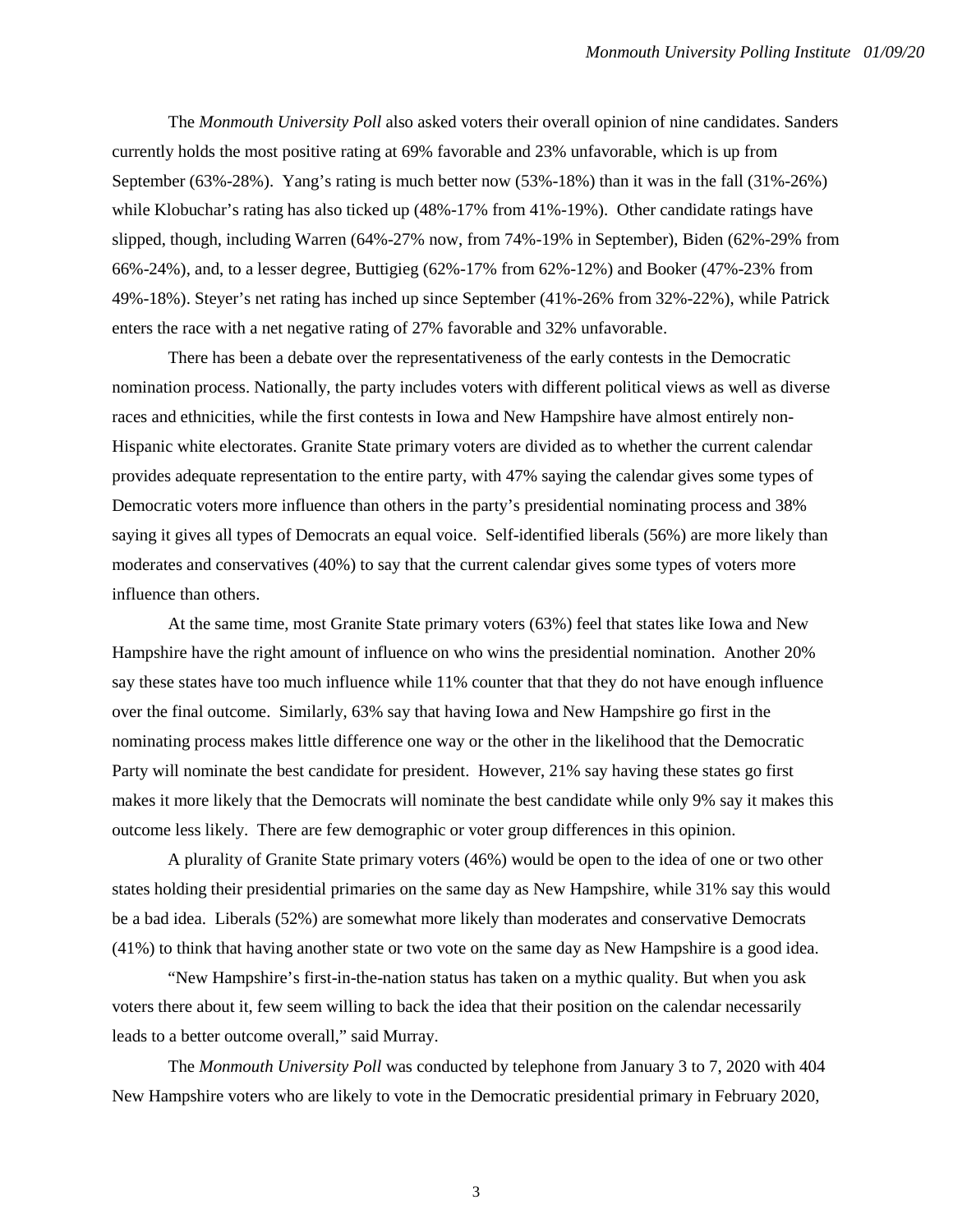The *Monmouth University Poll* also asked voters their overall opinion of nine candidates. Sanders currently holds the most positive rating at 69% favorable and 23% unfavorable, which is up from September (63%-28%). Yang's rating is much better now (53%-18%) than it was in the fall (31%-26%) while Klobuchar's rating has also ticked up (48%-17% from 41%-19%). Other candidate ratings have slipped, though, including Warren (64%-27% now, from 74%-19% in September), Biden (62%-29% from 66%-24%), and, to a lesser degree, Buttigieg (62%-17% from 62%-12%) and Booker (47%-23% from 49%-18%). Steyer's net rating has inched up since September (41%-26% from 32%-22%), while Patrick enters the race with a net negative rating of 27% favorable and 32% unfavorable.

There has been a debate over the representativeness of the early contests in the Democratic nomination process. Nationally, the party includes voters with different political views as well as diverse races and ethnicities, while the first contests in Iowa and New Hampshire have almost entirely non-Hispanic white electorates. Granite State primary voters are divided as to whether the current calendar provides adequate representation to the entire party, with 47% saying the calendar gives some types of Democratic voters more influence than others in the party's presidential nominating process and 38% saying it gives all types of Democrats an equal voice. Self-identified liberals (56%) are more likely than moderates and conservatives (40%) to say that the current calendar gives some types of voters more influence than others.

At the same time, most Granite State primary voters (63%) feel that states like Iowa and New Hampshire have the right amount of influence on who wins the presidential nomination. Another 20% say these states have too much influence while 11% counter that that they do not have enough influence over the final outcome. Similarly, 63% say that having Iowa and New Hampshire go first in the nominating process makes little difference one way or the other in the likelihood that the Democratic Party will nominate the best candidate for president. However, 21% say having these states go first makes it more likely that the Democrats will nominate the best candidate while only 9% say it makes this outcome less likely. There are few demographic or voter group differences in this opinion.

A plurality of Granite State primary voters (46%) would be open to the idea of one or two other states holding their presidential primaries on the same day as New Hampshire, while 31% say this would be a bad idea. Liberals (52%) are somewhat more likely than moderates and conservative Democrats (41%) to think that having another state or two vote on the same day as New Hampshire is a good idea.

"New Hampshire's first-in-the-nation status has taken on a mythic quality. But when you ask voters there about it, few seem willing to back the idea that their position on the calendar necessarily leads to a better outcome overall," said Murray.

The *Monmouth University Poll* was conducted by telephone from January 3 to 7, 2020 with 404 New Hampshire voters who are likely to vote in the Democratic presidential primary in February 2020,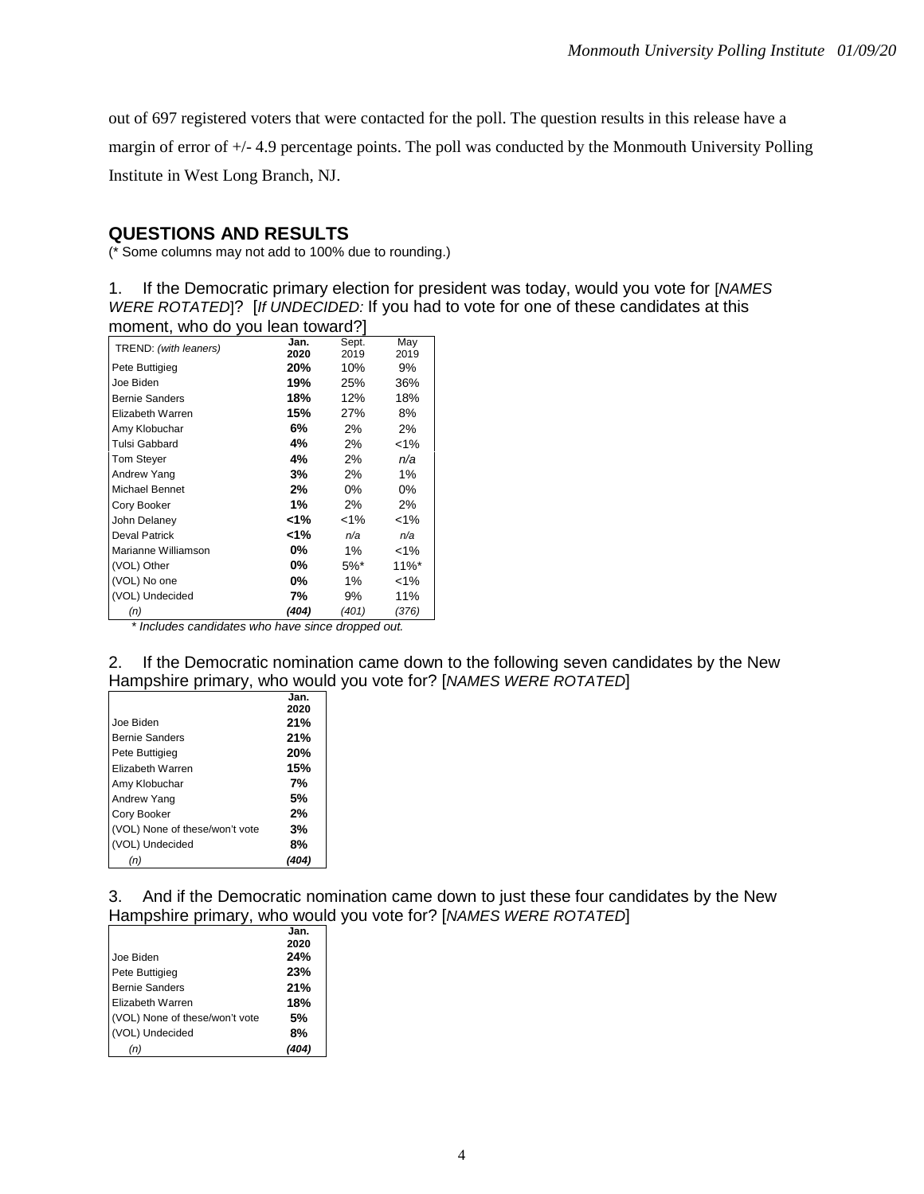out of 697 registered voters that were contacted for the poll. The question results in this release have a margin of error of +/- 4.9 percentage points. The poll was conducted by the Monmouth University Polling Institute in West Long Branch, NJ.

## QUESTIONS AND RESULTS

(* Some columns may not add to 100% due to rounding.)

1. If the Democratic primary election for president was today, would you vote for [*NAMES WERE ROTATED*]? [*If UNDECIDED:* If you had to vote for one of these candidates at this moment, who do you lean toward?]

| TREND: *(with leaners)* | **Jan. 2020** | Sept. 2019 | May 2019 |
|---|---|---|---|
| Pete Buttigieg | **20%** | 10% | 9% |
| Joe Biden | **19%** | 25% | 36% |
| Bernie Sanders | **18%** | 12% | 18% |
| Elizabeth Warren | **15%** | 27% | 8% |
| Amy Klobuchar | **6%** | 2% | 2% |
| Tulsi Gabbard | **4%** | 2% | <1% |
| Tom Steyer | **4%** | 2% | *n/a* |
| Andrew Yang | **3%** | 2% | 1% |
| Michael Bennet | **2%** | 0% | 0% |
| Cory Booker | **1%** | 2% | 2% |
| John Delaney | **<1%** | <1% | <1% |
| Deval Patrick | **<1%** | *n/a* | *n/a* |
| Marianne Williamson | **0%** | 1% | <1% |
| (VOL) Other | **0%** | 5%* | 11%* |
| (VOL) No one | **0%** | 1% | <1% |
| (VOL) Undecided | **7%** | 9% | 11% |
| *(n)* | ***(404)*** | *(401)* | *(376)* |

*\* Includes candidates who have since dropped out.*

2. If the Democratic nomination came down to the following seven candidates by the New Hampshire primary, who would you vote for? [*NAMES WERE ROTATED*]

| | **Jan. 2020** |
|---|---|
| Joe Biden | **21%** |
| Bernie Sanders | **21%** |
| Pete Buttigieg | **20%** |
| Elizabeth Warren | **15%** |
| Amy Klobuchar | **7%** |
| Andrew Yang | **5%** |
| Cory Booker | **2%** |
| (VOL) None of these/won't vote | **3%** |
| (VOL) Undecided | **8%** |
| *(n)* | ***(404)*** |

3. And if the Democratic nomination came down to just these four candidates by the New Hampshire primary, who would you vote for? [*NAMES WERE ROTATED*]

| | **Jan. 2020** |
|---|---|
| Joe Biden | **24%** |
| Pete Buttigieg | **23%** |
| Bernie Sanders | **21%** |
| Elizabeth Warren | **18%** |
| (VOL) None of these/won't vote | **5%** |
| (VOL) Undecided | **8%** |
| *(n)* | ***(404)*** |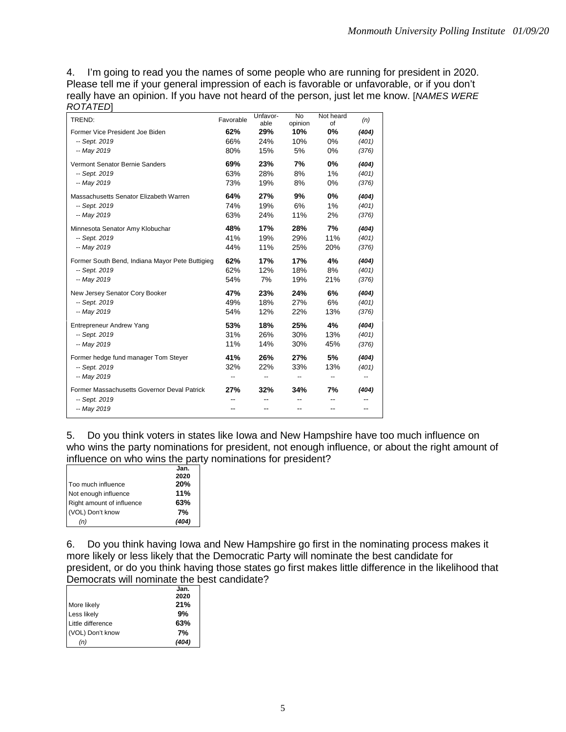4. I'm going to read you the names of some people who are running for president in 2020. Please tell me if your general impression of each is favorable or unfavorable, or if you don't really have an opinion. If you have not heard of the person, just let me know. [*NAMES WERE ROTATED*]

| TREND: | Favorable | Unfavor-able | No opinion | Not heard of | (n) |
|---|---|---|---|---|---|
| Former Vice President Joe Biden | **62%** | **29%** | **10%** | **0%** | ***(404)*** |
| *-- Sept. 2019* | 66% | 24% | 10% | 0% | *(401)* |
| *-- May 2019* | 80% | 15% | 5% | 0% | *(376)* |
| Vermont Senator Bernie Sanders | **69%** | **23%** | **7%** | **0%** | ***(404)*** |
| *-- Sept. 2019* | 63% | 28% | 8% | 1% | *(401)* |
| *-- May 2019* | 73% | 19% | 8% | 0% | *(376)* |
| Massachusetts Senator Elizabeth Warren | **64%** | **27%** | **9%** | **0%** | ***(404)*** |
| *-- Sept. 2019* | 74% | 19% | 6% | 1% | *(401)* |
| *-- May 2019* | 63% | 24% | 11% | 2% | *(376)* |
| Minnesota Senator Amy Klobuchar | **48%** | **17%** | **28%** | **7%** | ***(404)*** |
| *-- Sept. 2019* | 41% | 19% | 29% | 11% | *(401)* |
| *-- May 2019* | 44% | 11% | 25% | 20% | *(376)* |
| Former South Bend, Indiana Mayor Pete Buttigieg | **62%** | **17%** | **17%** | **4%** | ***(404)*** |
| *-- Sept. 2019* | 62% | 12% | 18% | 8% | *(401)* |
| *-- May 2019* | 54% | 7% | 19% | 21% | *(376)* |
| New Jersey Senator Cory Booker | **47%** | **23%** | **24%** | **6%** | ***(404)*** |
| *-- Sept. 2019* | 49% | 18% | 27% | 6% | *(401)* |
| *-- May 2019* | 54% | 12% | 22% | 13% | *(376)* |
| Entrepreneur Andrew Yang | **53%** | **18%** | **25%** | **4%** | ***(404)*** |
| *-- Sept. 2019* | 31% | 26% | 30% | 13% | *(401)* |
| *-- May 2019* | 11% | 14% | 30% | 45% | *(376)* |
| Former hedge fund manager Tom Steyer | **41%** | **26%** | **27%** | **5%** | ***(404)*** |
| *-- Sept. 2019* | 32% | 22% | 33% | 13% | *(401)* |
| *-- May 2019* | -- | -- | -- | -- | -- |
| Former Massachusetts Governor Deval Patrick | **27%** | **32%** | **34%** | **7%** | ***(404)*** |
| *-- Sept. 2019* | -- | -- | -- | -- | -- |
| *-- May 2019* | -- | -- | -- | -- | -- |

5. Do you think voters in states like Iowa and New Hampshire have too much influence on who wins the party nominations for president, not enough influence, or about the right amount of influence on who wins the party nominations for president?

| | Jan. 2020 |
|---|---|
| Too much influence | **20%** |
| Not enough influence | **11%** |
| Right amount of influence | **63%** |
| (VOL) Don't know | **7%** |
| *(n)* | ***(404)*** |

6. Do you think having Iowa and New Hampshire go first in the nominating process makes it more likely or less likely that the Democratic Party will nominate the best candidate for president, or do you think having those states go first makes little difference in the likelihood that Democrats will nominate the best candidate?

| | Jan. 2020 |
|---|---|
| More likely | **21%** |
| Less likely | **9%** |
| Little difference | **63%** |
| (VOL) Don't know | **7%** |
| *(n)* | ***(404)*** |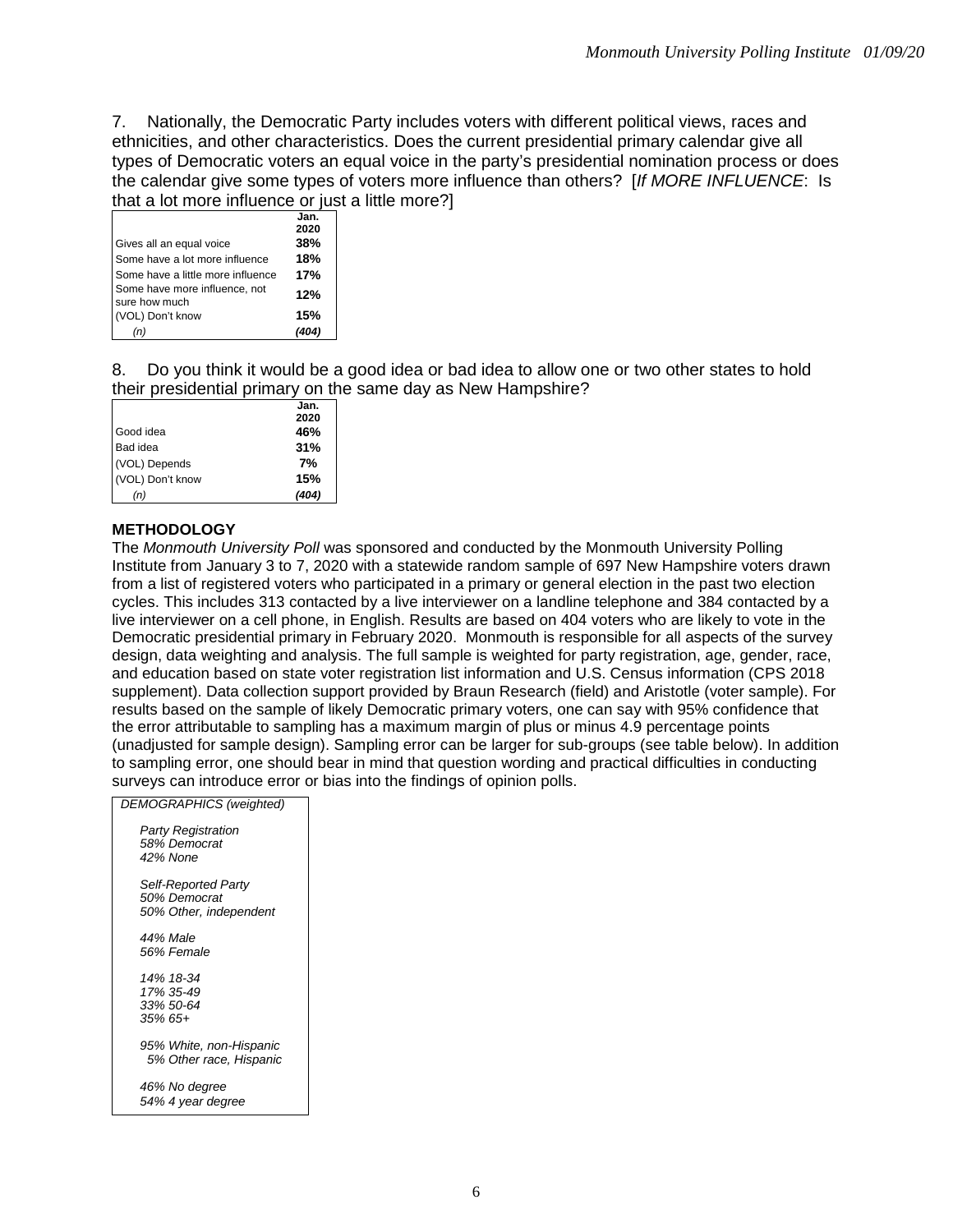7. Nationally, the Democratic Party includes voters with different political views, races and ethnicities, and other characteristics. Does the current presidential primary calendar give all types of Democratic voters an equal voice in the party's presidential nomination process or does the calendar give some types of voters more influence than others? [*If MORE INFLUENCE*: Is that a lot more influence or just a little more?]

| | Jan. 2020 |
|---|---|
| Gives all an equal voice | **38%** |
| Some have a lot more influence | **18%** |
| Some have a little more influence | **17%** |
| Some have more influence, not sure how much | **12%** |
| (VOL) Don't know | **15%** |
| *(n)* | ***(404)*** |

8. Do you think it would be a good idea or bad idea to allow one or two other states to hold their presidential primary on the same day as New Hampshire?

| | Jan. 2020 |
|---|---|
| Good idea | **46%** |
| Bad idea | **31%** |
| (VOL) Depends | **7%** |
| (VOL) Don't know | **15%** |
| *(n)* | ***(404)*** |

**METHODOLOGY**

The *Monmouth University Poll* was sponsored and conducted by the Monmouth University Polling Institute from January 3 to 7, 2020 with a statewide random sample of 697 New Hampshire voters drawn from a list of registered voters who participated in a primary or general election in the past two election cycles. This includes 313 contacted by a live interviewer on a landline telephone and 384 contacted by a live interviewer on a cell phone, in English. Results are based on 404 voters who are likely to vote in the Democratic presidential primary in February 2020. Monmouth is responsible for all aspects of the survey design, data weighting and analysis. The full sample is weighted for party registration, age, gender, race, and education based on state voter registration list information and U.S. Census information (CPS 2018 supplement). Data collection support provided by Braun Research (field) and Aristotle (voter sample). For results based on the sample of likely Democratic primary voters, one can say with 95% confidence that the error attributable to sampling has a maximum margin of plus or minus 4.9 percentage points (unadjusted for sample design). Sampling error can be larger for sub-groups (see table below). In addition to sampling error, one should bear in mind that question wording and practical difficulties in conducting surveys can introduce error or bias into the findings of opinion polls.

| *DEMOGRAPHICS (weighted)* |
|---|
| *Party Registration*<br>*58% Democrat*<br>*42% None* |
| *Self-Reported Party*<br>*50% Democrat*<br>*50% Other, independent* |
| *44% Male*<br>*56% Female* |
| *14% 18-34*<br>*17% 35-49*<br>*33% 50-64*<br>*35% 65+* |
| *95% White, non-Hispanic*<br>*5% Other race, Hispanic* |
| *46% No degree*<br>*54% 4 year degree* |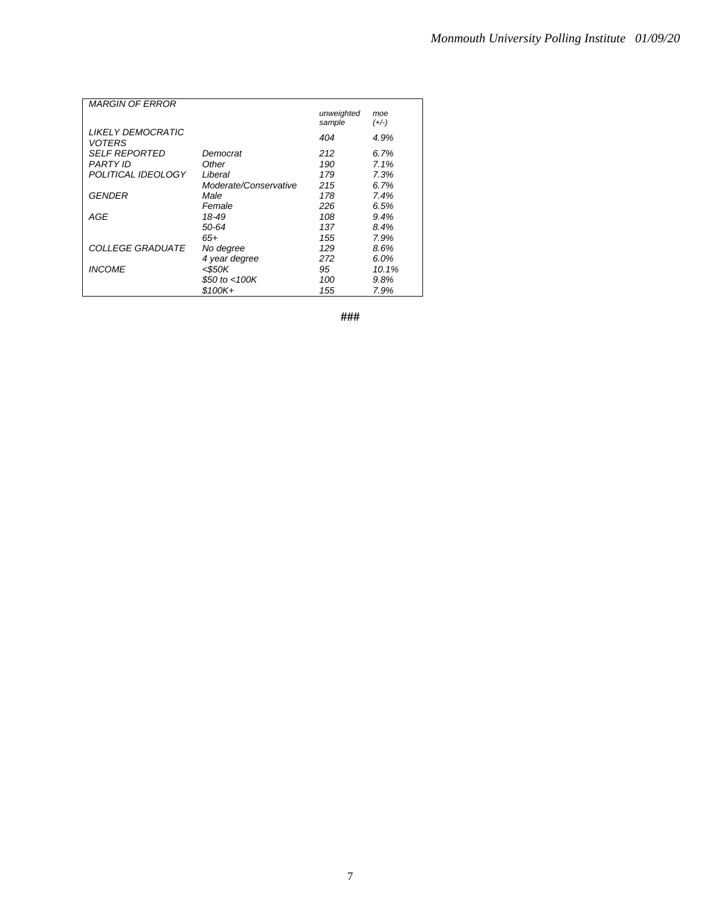| *MARGIN OF ERROR* | | *unweighted sample* | *moe (+/-)* |
|---|---|---|---|
| *LIKELY DEMOCRATIC VOTERS* | | *404* | *4.9%* |
| *SELF REPORTED PARTY ID* | *Democrat* | *212* | *6.7%* |
| | *Other* | *190* | *7.1%* |
| *POLITICAL IDEOLOGY* | *Liberal* | *179* | *7.3%* |
| | *Moderate/Conservative* | *215* | *6.7%* |
| *GENDER* | *Male* | *178* | *7.4%* |
| | *Female* | *226* | *6.5%* |
| *AGE* | *18-49* | *108* | *9.4%* |
| | *50-64* | *137* | *8.4%* |
| | *65+* | *155* | *7.9%* |
| *COLLEGE GRADUATE* | *No degree* | *129* | *8.6%* |
| | *4 year degree* | *272* | *6.0%* |
| *INCOME* | *<$50K* | *95* | *10.1%* |
| | *$50 to <100K* | *100* | *9.8%* |
| | *$100K+* | *155* | *7.9%* |

###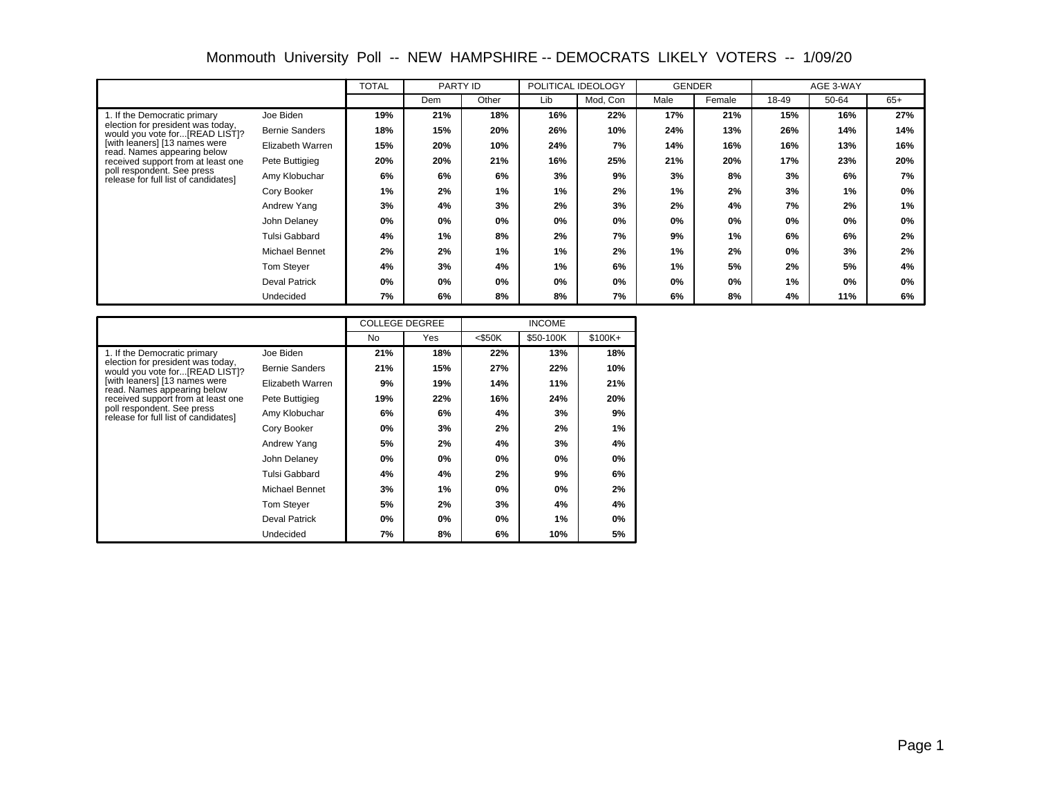# Monmouth University Poll -- NEW HAMPSHIRE -- DEMOCRATS LIKELY VOTERS -- 1/09/20

| | | TOTAL | PARTY ID | | POLITICAL IDEOLOGY | | GENDER | | AGE 3-WAY | | |
|---|---|---|---|---|---|---|---|---|---|---|---|
| | | | Dem | Other | Lib | Mod, Con | Male | Female | 18-49 | 50-64 | 65+ |
| 1. If the Democratic primary election for president was today, would you vote for...[READ LIST]? [with leaners] [13 names were read. Names appearing below received support from at least one poll respondent. See press release for full list of candidates] | Joe Biden | 19% | 21% | 18% | 16% | 22% | 17% | 21% | 15% | 16% | 27% |
| | Bernie Sanders | 18% | 15% | 20% | 26% | 10% | 24% | 13% | 26% | 14% | 14% |
| | Elizabeth Warren | 15% | 20% | 10% | 24% | 7% | 14% | 16% | 16% | 13% | 16% |
| | Pete Buttigieg | 20% | 20% | 21% | 16% | 25% | 21% | 20% | 17% | 23% | 20% |
| | Amy Klobuchar | 6% | 6% | 6% | 3% | 9% | 3% | 8% | 3% | 6% | 7% |
| | Cory Booker | 1% | 2% | 1% | 1% | 2% | 1% | 2% | 3% | 1% | 0% |
| | Andrew Yang | 3% | 4% | 3% | 2% | 3% | 2% | 4% | 7% | 2% | 1% |
| | John Delaney | 0% | 0% | 0% | 0% | 0% | 0% | 0% | 0% | 0% | 0% |
| | Tulsi Gabbard | 4% | 1% | 8% | 2% | 7% | 9% | 1% | 6% | 6% | 2% |
| | Michael Bennet | 2% | 2% | 1% | 1% | 2% | 1% | 2% | 0% | 3% | 2% |
| | Tom Steyer | 4% | 3% | 4% | 1% | 6% | 1% | 5% | 2% | 5% | 4% |
| | Deval Patrick | 0% | 0% | 0% | 0% | 0% | 0% | 0% | 1% | 0% | 0% |
| | Undecided | 7% | 6% | 8% | 8% | 7% | 6% | 8% | 4% | 11% | 6% |

| | | COLLEGE DEGREE | | INCOME | | |
|---|---|---|---|---|---|---|
| | | No | Yes | <$50K | $50-100K | $100K+ |
| 1. If the Democratic primary election for president was today, would you vote for...[READ LIST]? [with leaners] [13 names were read. Names appearing below received support from at least one poll respondent. See press release for full list of candidates] | Joe Biden | 21% | 18% | 22% | 13% | 18% |
| | Bernie Sanders | 21% | 15% | 27% | 22% | 10% |
| | Elizabeth Warren | 9% | 19% | 14% | 11% | 21% |
| | Pete Buttigieg | 19% | 22% | 16% | 24% | 20% |
| | Amy Klobuchar | 6% | 6% | 4% | 3% | 9% |
| | Cory Booker | 0% | 3% | 2% | 2% | 1% |
| | Andrew Yang | 5% | 2% | 4% | 3% | 4% |
| | John Delaney | 0% | 0% | 0% | 0% | 0% |
| | Tulsi Gabbard | 4% | 4% | 2% | 9% | 6% |
| | Michael Bennet | 3% | 1% | 0% | 0% | 2% |
| | Tom Steyer | 5% | 2% | 3% | 4% | 4% |
| | Deval Patrick | 0% | 0% | 0% | 1% | 0% |
| | Undecided | 7% | 8% | 6% | 10% | 5% |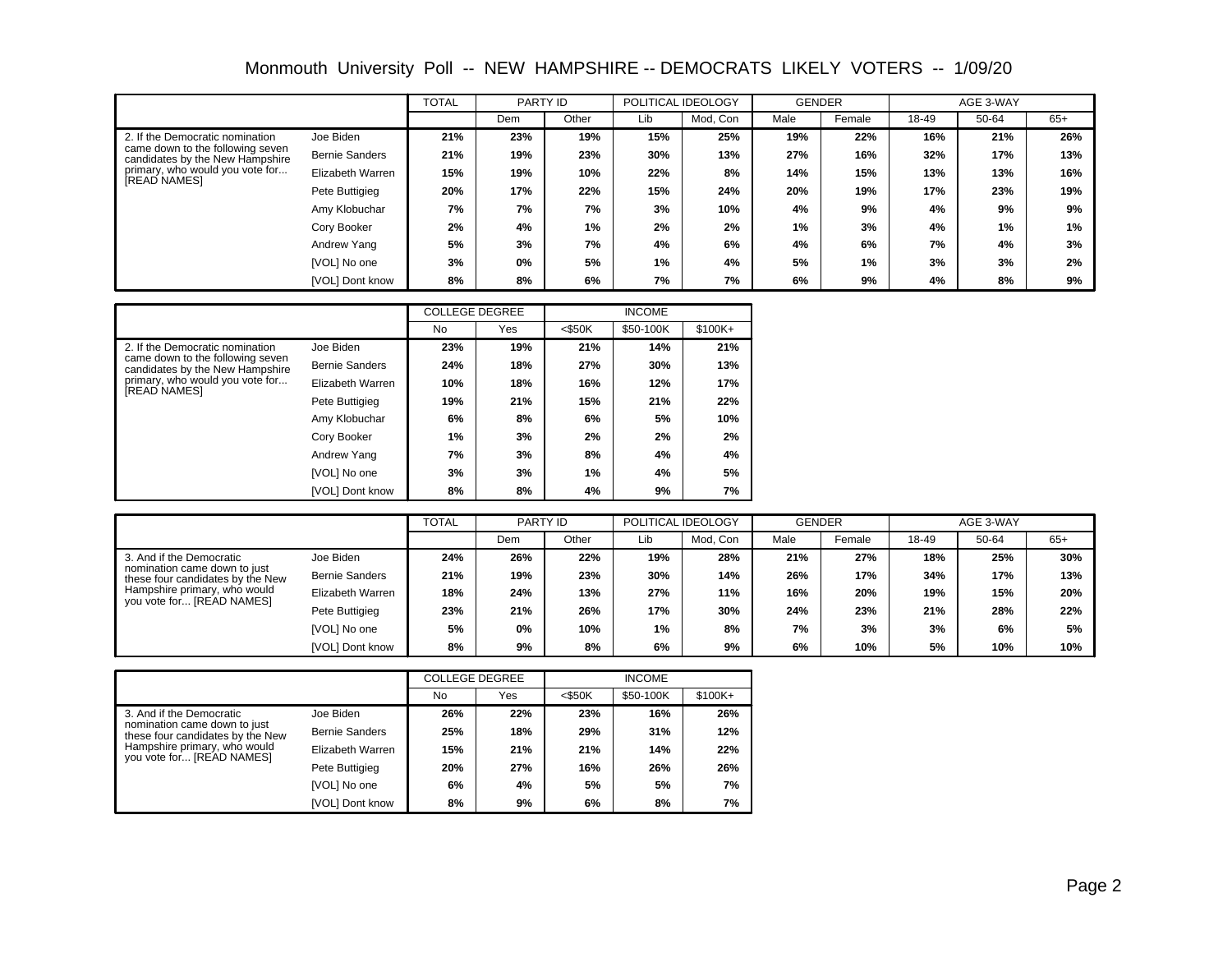# Monmouth University Poll -- NEW HAMPSHIRE -- DEMOCRATS LIKELY VOTERS -- 1/09/20

| | | TOTAL | PARTY ID | | POLITICAL IDEOLOGY | | GENDER | | AGE 3-WAY | | |
|---|---|---|---|---|---|---|---|---|---|---|---|
| | | | Dem | Other | Lib | Mod, Con | Male | Female | 18-49 | 50-64 | 65+ |
| 2. If the Democratic nomination came down to the following seven candidates by the New Hampshire primary, who would you vote for... [READ NAMES] | Joe Biden | 21% | 23% | 19% | 15% | 25% | 19% | 22% | 16% | 21% | 26% |
| | Bernie Sanders | 21% | 19% | 23% | 30% | 13% | 27% | 16% | 32% | 17% | 13% |
| | Elizabeth Warren | 15% | 19% | 10% | 22% | 8% | 14% | 15% | 13% | 13% | 16% |
| | Pete Buttigieg | 20% | 17% | 22% | 15% | 24% | 20% | 19% | 17% | 23% | 19% |
| | Amy Klobuchar | 7% | 7% | 7% | 3% | 10% | 4% | 9% | 4% | 9% | 9% |
| | Cory Booker | 2% | 4% | 1% | 2% | 2% | 1% | 3% | 4% | 1% | 1% |
| | Andrew Yang | 5% | 3% | 7% | 4% | 6% | 4% | 6% | 7% | 4% | 3% |
| | [VOL] No one | 3% | 0% | 5% | 1% | 4% | 5% | 1% | 3% | 3% | 2% |
| | [VOL] Dont know | 8% | 8% | 6% | 7% | 7% | 6% | 9% | 4% | 8% | 9% |

| | | COLLEGE DEGREE | | INCOME | | |
|---|---|---|---|---|---|---|
| | | No | Yes | <$50K | $50-100K | $100K+ |
| 2. If the Democratic nomination came down to the following seven candidates by the New Hampshire primary, who would you vote for... [READ NAMES] | Joe Biden | 23% | 19% | 21% | 14% | 21% |
| | Bernie Sanders | 24% | 18% | 27% | 30% | 13% |
| | Elizabeth Warren | 10% | 18% | 16% | 12% | 17% |
| | Pete Buttigieg | 19% | 21% | 15% | 21% | 22% |
| | Amy Klobuchar | 6% | 8% | 6% | 5% | 10% |
| | Cory Booker | 1% | 3% | 2% | 2% | 2% |
| | Andrew Yang | 7% | 3% | 8% | 4% | 4% |
| | [VOL] No one | 3% | 3% | 1% | 4% | 5% |
| | [VOL] Dont know | 8% | 8% | 4% | 9% | 7% |

| | | TOTAL | PARTY ID | | POLITICAL IDEOLOGY | | GENDER | | AGE 3-WAY | | |
|---|---|---|---|---|---|---|---|---|---|---|---|
| | | | Dem | Other | Lib | Mod, Con | Male | Female | 18-49 | 50-64 | 65+ |
| 3. And if the Democratic nomination came down to just these four candidates by the New Hampshire primary, who would you vote for... [READ NAMES] | Joe Biden | 24% | 26% | 22% | 19% | 28% | 21% | 27% | 18% | 25% | 30% |
| | Bernie Sanders | 21% | 19% | 23% | 30% | 14% | 26% | 17% | 34% | 17% | 13% |
| | Elizabeth Warren | 18% | 24% | 13% | 27% | 11% | 16% | 20% | 19% | 15% | 20% |
| | Pete Buttigieg | 23% | 21% | 26% | 17% | 30% | 24% | 23% | 21% | 28% | 22% |
| | [VOL] No one | 5% | 0% | 10% | 1% | 8% | 7% | 3% | 3% | 6% | 5% |
| | [VOL] Dont know | 8% | 9% | 8% | 6% | 9% | 6% | 10% | 5% | 10% | 10% |

| | | COLLEGE DEGREE | | INCOME | | |
|---|---|---|---|---|---|---|
| | | No | Yes | <$50K | $50-100K | $100K+ |
| 3. And if the Democratic nomination came down to just these four candidates by the New Hampshire primary, who would you vote for... [READ NAMES] | Joe Biden | 26% | 22% | 23% | 16% | 26% |
| | Bernie Sanders | 25% | 18% | 29% | 31% | 12% |
| | Elizabeth Warren | 15% | 21% | 21% | 14% | 22% |
| | Pete Buttigieg | 20% | 27% | 16% | 26% | 26% |
| | [VOL] No one | 6% | 4% | 5% | 5% | 7% |
| | [VOL] Dont know | 8% | 9% | 6% | 8% | 7% |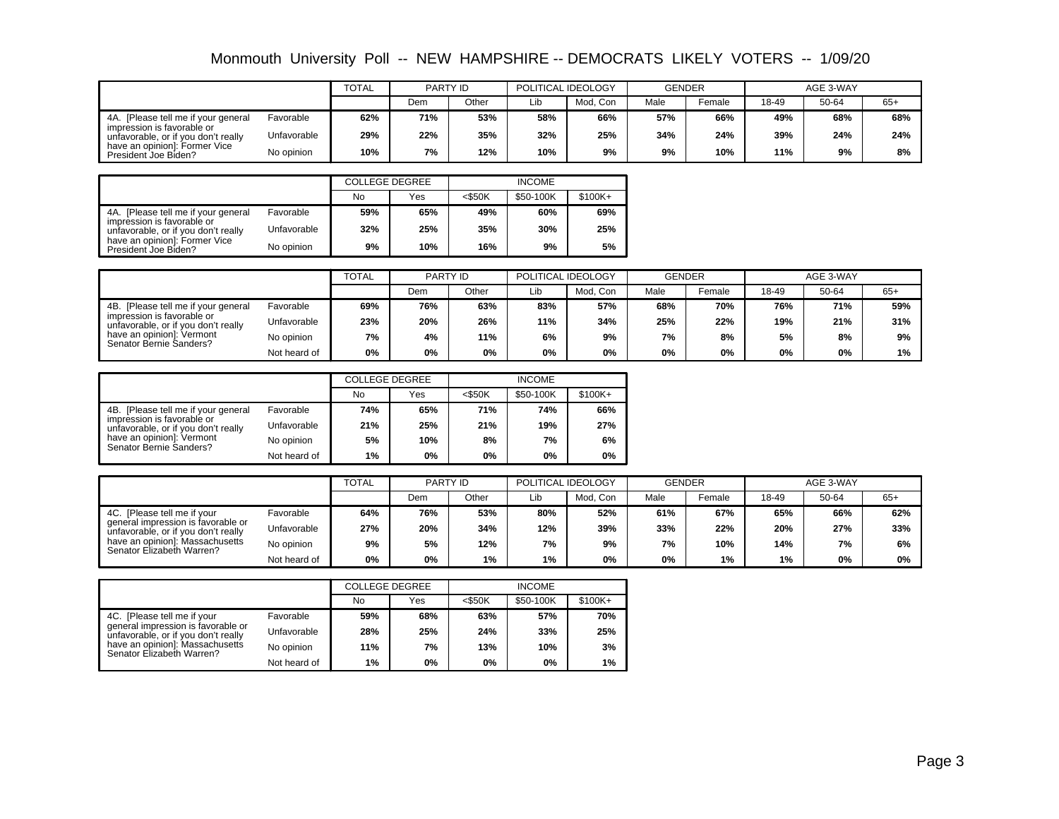# Monmouth University Poll -- NEW HAMPSHIRE -- DEMOCRATS LIKELY VOTERS -- 1/09/20

| | | TOTAL | PARTY ID | | POLITICAL IDEOLOGY | | GENDER | | AGE 3-WAY | | |
|---|---|---|---|---|---|---|---|---|---|---|---|
| | | | Dem | Other | Lib | Mod, Con | Male | Female | 18-49 | 50-64 | 65+ |
| 4A. [Please tell me if your general impression is favorable or unfavorable, or if you don't really have an opinion]: Former Vice President Joe Biden? | Favorable | 62% | 71% | 53% | 58% | 66% | 57% | 66% | 49% | 68% | 68% |
| | Unfavorable | 29% | 22% | 35% | 32% | 25% | 34% | 24% | 39% | 24% | 24% |
| | No opinion | 10% | 7% | 12% | 10% | 9% | 9% | 10% | 11% | 9% | 8% |

| | | COLLEGE DEGREE | | INCOME | | |
|---|---|---|---|---|---|---|
| | | No | Yes | <$50K | $50-100K | $100K+ |
| 4A. [Please tell me if your general impression is favorable or unfavorable, or if you don't really have an opinion]: Former Vice President Joe Biden? | Favorable | 59% | 65% | 49% | 60% | 69% |
| | Unfavorable | 32% | 25% | 35% | 30% | 25% |
| | No opinion | 9% | 10% | 16% | 9% | 5% |

| | | TOTAL | PARTY ID | | POLITICAL IDEOLOGY | | GENDER | | AGE 3-WAY | | |
|---|---|---|---|---|---|---|---|---|---|---|---|
| | | | Dem | Other | Lib | Mod, Con | Male | Female | 18-49 | 50-64 | 65+ |
| 4B. [Please tell me if your general impression is favorable or unfavorable, or if you don't really have an opinion]: Vermont Senator Bernie Sanders? | Favorable | 69% | 76% | 63% | 83% | 57% | 68% | 70% | 76% | 71% | 59% |
| | Unfavorable | 23% | 20% | 26% | 11% | 34% | 25% | 22% | 19% | 21% | 31% |
| | No opinion | 7% | 4% | 11% | 6% | 9% | 7% | 8% | 5% | 8% | 9% |
| | Not heard of | 0% | 0% | 0% | 0% | 0% | 0% | 0% | 0% | 0% | 1% |

| | | COLLEGE DEGREE | | INCOME | | |
|---|---|---|---|---|---|---|
| | | No | Yes | <$50K | $50-100K | $100K+ |
| 4B. [Please tell me if your general impression is favorable or unfavorable, or if you don't really have an opinion]: Vermont Senator Bernie Sanders? | Favorable | 74% | 65% | 71% | 74% | 66% |
| | Unfavorable | 21% | 25% | 21% | 19% | 27% |
| | No opinion | 5% | 10% | 8% | 7% | 6% |
| | Not heard of | 1% | 0% | 0% | 0% | 0% |

| | | TOTAL | PARTY ID | | POLITICAL IDEOLOGY | | GENDER | | AGE 3-WAY | | |
|---|---|---|---|---|---|---|---|---|---|---|---|
| | | | Dem | Other | Lib | Mod, Con | Male | Female | 18-49 | 50-64 | 65+ |
| 4C. [Please tell me if your general impression is favorable or unfavorable, or if you don't really have an opinion]: Massachusetts Senator Elizabeth Warren? | Favorable | 64% | 76% | 53% | 80% | 52% | 61% | 67% | 65% | 66% | 62% |
| | Unfavorable | 27% | 20% | 34% | 12% | 39% | 33% | 22% | 20% | 27% | 33% |
| | No opinion | 9% | 5% | 12% | 7% | 9% | 7% | 10% | 14% | 7% | 6% |
| | Not heard of | 0% | 0% | 1% | 1% | 0% | 0% | 1% | 1% | 0% | 0% |

| | | COLLEGE DEGREE | | INCOME | | |
|---|---|---|---|---|---|---|
| | | No | Yes | <$50K | $50-100K | $100K+ |
| 4C. [Please tell me if your general impression is favorable or unfavorable, or if you don't really have an opinion]: Massachusetts Senator Elizabeth Warren? | Favorable | 59% | 68% | 63% | 57% | 70% |
| | Unfavorable | 28% | 25% | 24% | 33% | 25% |
| | No opinion | 11% | 7% | 13% | 10% | 3% |
| | Not heard of | 1% | 0% | 0% | 0% | 1% |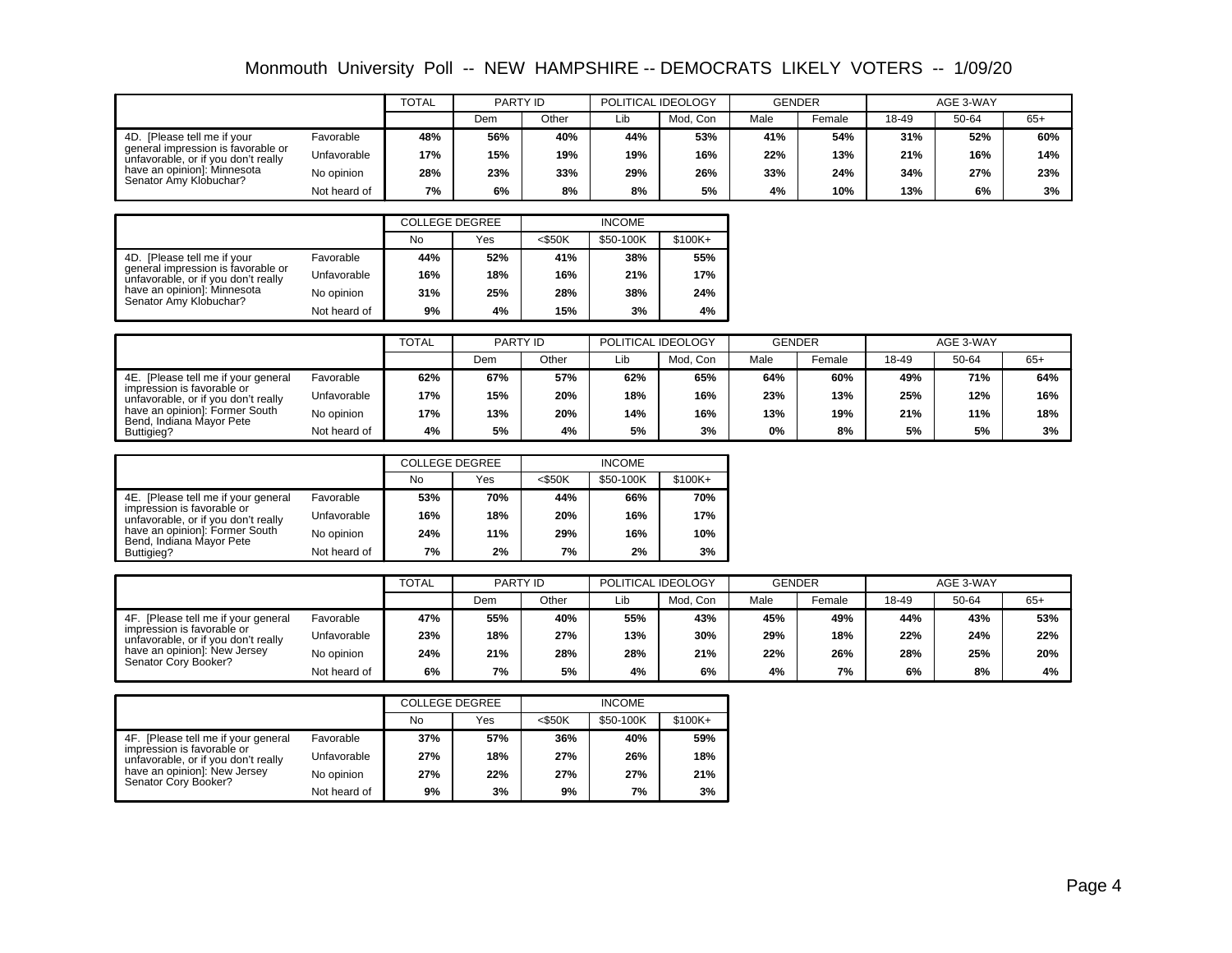# Monmouth University Poll -- NEW HAMPSHIRE -- DEMOCRATS LIKELY VOTERS -- 1/09/20

| | | TOTAL | PARTY ID | | POLITICAL IDEOLOGY | | GENDER | | AGE 3-WAY | | |
|---|---|---|---|---|---|---|---|---|---|---|---|
| | | | Dem | Other | Lib | Mod, Con | Male | Female | 18-49 | 50-64 | 65+ |
| 4D. [Please tell me if your general impression is favorable or unfavorable, or if you don't really have an opinion]: Minnesota Senator Amy Klobuchar? | Favorable | **48%** | **56%** | **40%** | **44%** | **53%** | **41%** | **54%** | **31%** | **52%** | **60%** |
| | Unfavorable | **17%** | **15%** | **19%** | **19%** | **16%** | **22%** | **13%** | **21%** | **16%** | **14%** |
| | No opinion | **28%** | **23%** | **33%** | **29%** | **26%** | **33%** | **24%** | **34%** | **27%** | **23%** |
| | Not heard of | **7%** | **6%** | **8%** | **8%** | **5%** | **4%** | **10%** | **13%** | **6%** | **3%** |

| | | COLLEGE DEGREE | | INCOME | | |
|---|---|---|---|---|---|---|
| | | No | Yes | <$50K | $50-100K | $100K+ |
| 4D. [Please tell me if your general impression is favorable or unfavorable, or if you don't really have an opinion]: Minnesota Senator Amy Klobuchar? | Favorable | **44%** | **52%** | **41%** | **38%** | **55%** |
| | Unfavorable | **16%** | **18%** | **16%** | **21%** | **17%** |
| | No opinion | **31%** | **25%** | **28%** | **38%** | **24%** |
| | Not heard of | **9%** | **4%** | **15%** | **3%** | **4%** |

| | | TOTAL | PARTY ID | | POLITICAL IDEOLOGY | | GENDER | | AGE 3-WAY | | |
|---|---|---|---|---|---|---|---|---|---|---|---|
| | | | Dem | Other | Lib | Mod, Con | Male | Female | 18-49 | 50-64 | 65+ |
| 4E. [Please tell me if your general impression is favorable or unfavorable, or if you don't really have an opinion]: Former South Bend, Indiana Mayor Pete Buttigieg? | Favorable | **62%** | **67%** | **57%** | **62%** | **65%** | **64%** | **60%** | **49%** | **71%** | **64%** |
| | Unfavorable | **17%** | **15%** | **20%** | **18%** | **16%** | **23%** | **13%** | **25%** | **12%** | **16%** |
| | No opinion | **17%** | **13%** | **20%** | **14%** | **16%** | **13%** | **19%** | **21%** | **11%** | **18%** |
| | Not heard of | **4%** | **5%** | **4%** | **5%** | **3%** | **0%** | **8%** | **5%** | **5%** | **3%** |

| | | COLLEGE DEGREE | | INCOME | | |
|---|---|---|---|---|---|---|
| | | No | Yes | <$50K | $50-100K | $100K+ |
| 4E. [Please tell me if your general impression is favorable or unfavorable, or if you don't really have an opinion]: Former South Bend, Indiana Mayor Pete Buttigieg? | Favorable | **53%** | **70%** | **44%** | **66%** | **70%** |
| | Unfavorable | **16%** | **18%** | **20%** | **16%** | **17%** |
| | No opinion | **24%** | **11%** | **29%** | **16%** | **10%** |
| | Not heard of | **7%** | **2%** | **7%** | **2%** | **3%** |

| | | TOTAL | PARTY ID | | POLITICAL IDEOLOGY | | GENDER | | AGE 3-WAY | | |
|---|---|---|---|---|---|---|---|---|---|---|---|
| | | | Dem | Other | Lib | Mod, Con | Male | Female | 18-49 | 50-64 | 65+ |
| 4F. [Please tell me if your general impression is favorable or unfavorable, or if you don't really have an opinion]: New Jersey Senator Cory Booker? | Favorable | **47%** | **55%** | **40%** | **55%** | **43%** | **45%** | **49%** | **44%** | **43%** | **53%** |
| | Unfavorable | **23%** | **18%** | **27%** | **13%** | **30%** | **29%** | **18%** | **22%** | **24%** | **22%** |
| | No opinion | **24%** | **21%** | **28%** | **28%** | **21%** | **22%** | **26%** | **28%** | **25%** | **20%** |
| | Not heard of | **6%** | **7%** | **5%** | **4%** | **6%** | **4%** | **7%** | **6%** | **8%** | **4%** |

| | | COLLEGE DEGREE | | INCOME | | |
|---|---|---|---|---|---|---|
| | | No | Yes | <$50K | $50-100K | $100K+ |
| 4F. [Please tell me if your general impression is favorable or unfavorable, or if you don't really have an opinion]: New Jersey Senator Cory Booker? | Favorable | **37%** | **57%** | **36%** | **40%** | **59%** |
| | Unfavorable | **27%** | **18%** | **27%** | **26%** | **18%** |
| | No opinion | **27%** | **22%** | **27%** | **27%** | **21%** |
| | Not heard of | **9%** | **3%** | **9%** | **7%** | **3%** |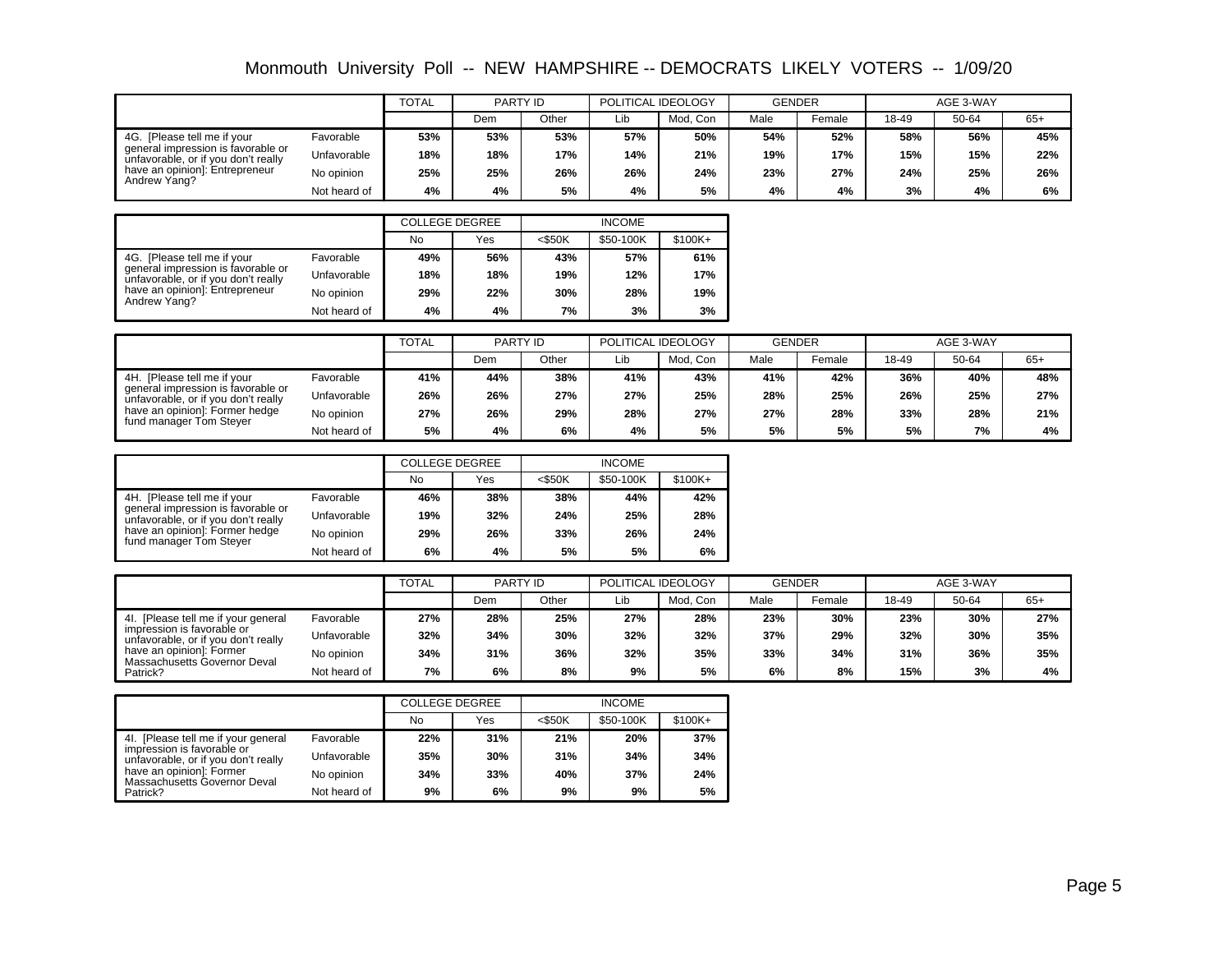# Monmouth University Poll -- NEW HAMPSHIRE -- DEMOCRATS LIKELY VOTERS -- 1/09/20

| | | TOTAL | PARTY ID | | POLITICAL IDEOLOGY | | GENDER | | AGE 3-WAY | | |
|---|---|---|---|---|---|---|---|---|---|---|---|
| | | | Dem | Other | Lib | Mod, Con | Male | Female | 18-49 | 50-64 | 65+ |
| 4G. [Please tell me if your general impression is favorable or unfavorable, or if you don't really have an opinion]: Entrepreneur Andrew Yang? | Favorable | **53%** | **53%** | **53%** | **57%** | **50%** | **54%** | **52%** | **58%** | **56%** | **45%** |
| | Unfavorable | **18%** | **18%** | **17%** | **14%** | **21%** | **19%** | **17%** | **15%** | **15%** | **22%** |
| | No opinion | **25%** | **25%** | **26%** | **26%** | **24%** | **23%** | **27%** | **24%** | **25%** | **26%** |
| | Not heard of | **4%** | **4%** | **5%** | **4%** | **5%** | **4%** | **4%** | **3%** | **4%** | **6%** |

| | | COLLEGE DEGREE | | INCOME | | |
|---|---|---|---|---|---|---|
| | | No | Yes | <$50K | $50-100K | $100K+ |
| 4G. [Please tell me if your general impression is favorable or unfavorable, or if you don't really have an opinion]: Entrepreneur Andrew Yang? | Favorable | **49%** | **56%** | **43%** | **57%** | **61%** |
| | Unfavorable | **18%** | **18%** | **19%** | **12%** | **17%** |
| | No opinion | **29%** | **22%** | **30%** | **28%** | **19%** |
| | Not heard of | **4%** | **4%** | **7%** | **3%** | **3%** |

| | | TOTAL | PARTY ID | | POLITICAL IDEOLOGY | | GENDER | | AGE 3-WAY | | |
|---|---|---|---|---|---|---|---|---|---|---|---|
| | | | Dem | Other | Lib | Mod, Con | Male | Female | 18-49 | 50-64 | 65+ |
| 4H. [Please tell me if your general impression is favorable or unfavorable, or if you don't really have an opinion]: Former hedge fund manager Tom Steyer | Favorable | **41%** | **44%** | **38%** | **41%** | **43%** | **41%** | **42%** | **36%** | **40%** | **48%** |
| | Unfavorable | **26%** | **26%** | **27%** | **27%** | **25%** | **28%** | **25%** | **26%** | **25%** | **27%** |
| | No opinion | **27%** | **26%** | **29%** | **28%** | **27%** | **27%** | **28%** | **33%** | **28%** | **21%** |
| | Not heard of | **5%** | **4%** | **6%** | **4%** | **5%** | **5%** | **5%** | **5%** | **7%** | **4%** |

| | | COLLEGE DEGREE | | INCOME | | |
|---|---|---|---|---|---|---|
| | | No | Yes | <$50K | $50-100K | $100K+ |
| 4H. [Please tell me if your general impression is favorable or unfavorable, or if you don't really have an opinion]: Former hedge fund manager Tom Steyer | Favorable | **46%** | **38%** | **38%** | **44%** | **42%** |
| | Unfavorable | **19%** | **32%** | **24%** | **25%** | **28%** |
| | No opinion | **29%** | **26%** | **33%** | **26%** | **24%** |
| | Not heard of | **6%** | **4%** | **5%** | **5%** | **6%** |

| | | TOTAL | PARTY ID | | POLITICAL IDEOLOGY | | GENDER | | AGE 3-WAY | | |
|---|---|---|---|---|---|---|---|---|---|---|---|
| | | | Dem | Other | Lib | Mod, Con | Male | Female | 18-49 | 50-64 | 65+ |
| 4I. [Please tell me if your general impression is favorable or unfavorable, or if you don't really have an opinion]: Former Massachusetts Governor Deval Patrick? | Favorable | **27%** | **28%** | **25%** | **27%** | **28%** | **23%** | **30%** | **23%** | **30%** | **27%** |
| | Unfavorable | **32%** | **34%** | **30%** | **32%** | **32%** | **37%** | **29%** | **32%** | **30%** | **35%** |
| | No opinion | **34%** | **31%** | **36%** | **32%** | **35%** | **33%** | **34%** | **31%** | **36%** | **35%** |
| | Not heard of | **7%** | **6%** | **8%** | **9%** | **5%** | **6%** | **8%** | **15%** | **3%** | **4%** |

| | | COLLEGE DEGREE | | INCOME | | |
|---|---|---|---|---|---|---|
| | | No | Yes | <$50K | $50-100K | $100K+ |
| 4I. [Please tell me if your general impression is favorable or unfavorable, or if you don't really have an opinion]: Former Massachusetts Governor Deval Patrick? | Favorable | **22%** | **31%** | **21%** | **20%** | **37%** |
| | Unfavorable | **35%** | **30%** | **31%** | **34%** | **34%** |
| | No opinion | **34%** | **33%** | **40%** | **37%** | **24%** |
| | Not heard of | **9%** | **6%** | **9%** | **9%** | **5%** |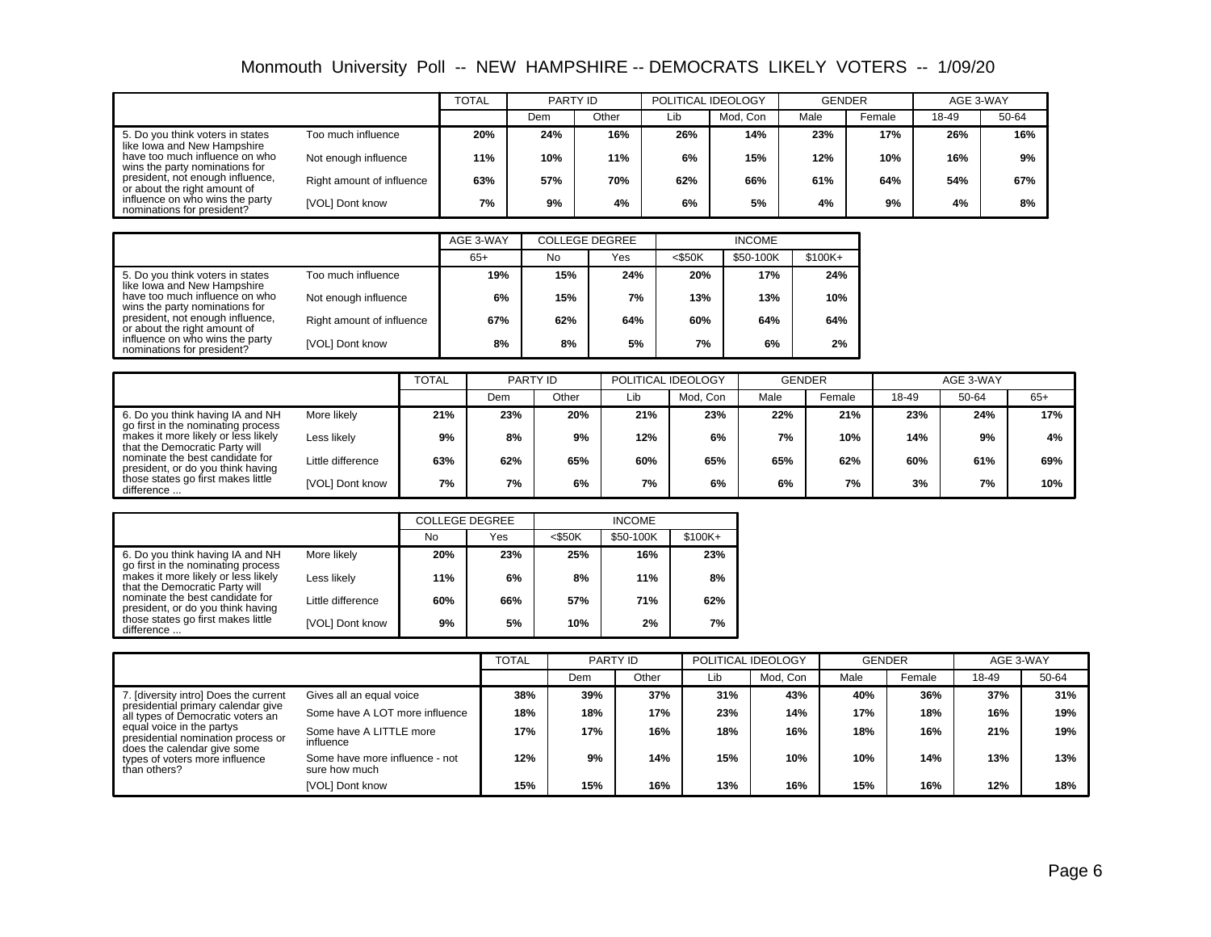# Monmouth University Poll -- NEW HAMPSHIRE -- DEMOCRATS LIKELY VOTERS -- 1/09/20

| | | TOTAL | PARTY ID | | POLITICAL IDEOLOGY | | GENDER | | AGE 3-WAY | | | COLLEGE DEGREE | | INCOME | | |
|---|---|---|---|---|---|---|---|---|---|---|---|---|---|---|---|---|
| | | | Dem | Other | Lib | Mod, Con | Male | Female | 18-49 | 50-64 | 65+ | No | Yes | <$50K | $50-100K | $100K+ |
| 5. Do you think voters in states like Iowa and New Hampshire have too much influence on who wins the party nominations for president, not enough influence, or about the right amount of influence on who wins the party nominations for president? | Too much influence | 20% | 24% | 16% | 26% | 14% | 23% | 17% | 26% | 16% | 19% | 15% | 24% | 20% | 17% | 24% |
| | Not enough influence | 11% | 10% | 11% | 6% | 15% | 12% | 10% | 16% | 9% | 6% | 15% | 7% | 13% | 13% | 10% |
| | Right amount of influence | 63% | 57% | 70% | 62% | 66% | 61% | 64% | 54% | 67% | 67% | 62% | 64% | 60% | 64% | 64% |
| | [VOL] Dont know | 7% | 9% | 4% | 6% | 5% | 4% | 9% | 4% | 8% | 8% | 8% | 5% | 7% | 6% | 2% |

| | | TOTAL | PARTY ID | | POLITICAL IDEOLOGY | | GENDER | | AGE 3-WAY | | | COLLEGE DEGREE | | INCOME | | |
|---|---|---|---|---|---|---|---|---|---|---|---|---|---|---|---|---|
| | | | Dem | Other | Lib | Mod, Con | Male | Female | 18-49 | 50-64 | 65+ | No | Yes | <$50K | $50-100K | $100K+ |
| 6. Do you think having IA and NH go first in the nominating process makes it more likely or less likely that the Democratic Party will nominate the best candidate for president, or do you think having those states go first makes little difference ... | More likely | 21% | 23% | 20% | 21% | 23% | 22% | 21% | 23% | 24% | 17% | 20% | 23% | 25% | 16% | 23% |
| | Less likely | 9% | 8% | 9% | 12% | 6% | 7% | 10% | 14% | 9% | 4% | 11% | 6% | 8% | 11% | 8% |
| | Little difference | 63% | 62% | 65% | 60% | 65% | 65% | 62% | 60% | 61% | 69% | 60% | 66% | 57% | 71% | 62% |
| | [VOL] Dont know | 7% | 7% | 6% | 7% | 6% | 6% | 7% | 3% | 7% | 10% | 9% | 5% | 10% | 2% | 7% |

| | | TOTAL | PARTY ID | | POLITICAL IDEOLOGY | | GENDER | | AGE 3-WAY | |
|---|---|---|---|---|---|---|---|---|---|---|
| | | | Dem | Other | Lib | Mod, Con | Male | Female | 18-49 | 50-64 |
| 7. [diversity intro] Does the current presidential primary calendar give all types of Democratic voters an equal voice in the partys presidential nomination process or does the calendar give some types of voters more influence than others? | Gives all an equal voice | 38% | 39% | 37% | 31% | 43% | 40% | 36% | 37% | 31% |
| | Some have A LOT more influence | 18% | 18% | 17% | 23% | 14% | 17% | 18% | 16% | 19% |
| | Some have A LITTLE more influence | 17% | 17% | 16% | 18% | 16% | 18% | 16% | 21% | 19% |
| | Some have more influence - not sure how much | 12% | 9% | 14% | 15% | 10% | 10% | 14% | 13% | 13% |
| | [VOL] Dont know | 15% | 15% | 16% | 13% | 16% | 15% | 16% | 12% | 18% |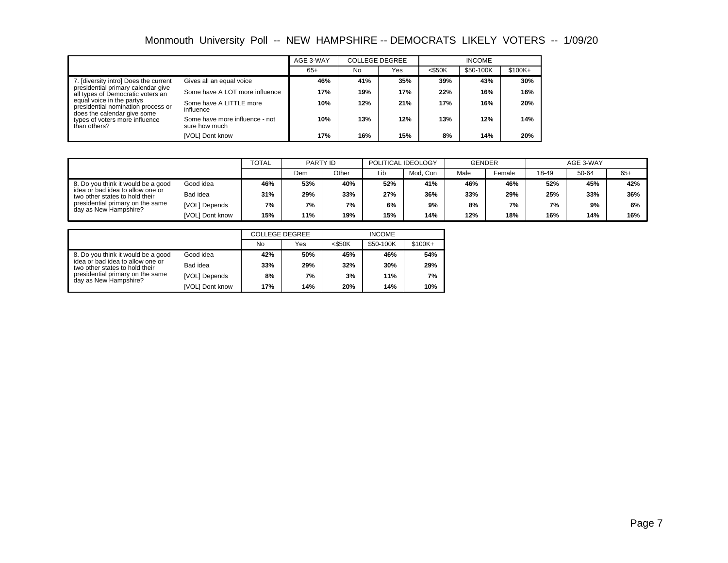# Monmouth University Poll -- NEW HAMPSHIRE -- DEMOCRATS LIKELY VOTERS -- 1/09/20

| | | AGE 3-WAY | COLLEGE DEGREE | | INCOME | | |
|---|---|---|---|---|---|---|---|
| | | 65+ | No | Yes | <$50K | $50-100K | $100K+ |
| 7. [diversity intro] Does the current presidential primary calendar give all types of Democratic voters an equal voice in the partys presidential nomination process or does the calendar give some types of voters more influence than others? | Gives all an equal voice | 46% | 41% | 35% | 39% | 43% | 30% |
| | Some have A LOT more influence | 17% | 19% | 17% | 22% | 16% | 16% |
| | Some have A LITTLE more influence | 10% | 12% | 21% | 17% | 16% | 20% |
| | Some have more influence - not sure how much | 10% | 13% | 12% | 13% | 12% | 14% |
| | [VOL] Dont know | 17% | 16% | 15% | 8% | 14% | 20% |

| | | TOTAL | PARTY ID | | POLITICAL IDEOLOGY | | GENDER | | AGE 3-WAY | | |
|---|---|---|---|---|---|---|---|---|---|---|---|
| | | | Dem | Other | Lib | Mod, Con | Male | Female | 18-49 | 50-64 | 65+ |
| 8. Do you think it would be a good idea or bad idea to allow one or two other states to hold their presidential primary on the same day as New Hampshire? | Good idea | 46% | 53% | 40% | 52% | 41% | 46% | 46% | 52% | 45% | 42% |
| | Bad idea | 31% | 29% | 33% | 27% | 36% | 33% | 29% | 25% | 33% | 36% |
| | [VOL] Depends | 7% | 7% | 7% | 6% | 9% | 8% | 7% | 7% | 9% | 6% |
| | [VOL] Dont know | 15% | 11% | 19% | 15% | 14% | 12% | 18% | 16% | 14% | 16% |

| | | COLLEGE DEGREE | | INCOME | | |
|---|---|---|---|---|---|---|
| | | No | Yes | <$50K | $50-100K | $100K+ |
| 8. Do you think it would be a good idea or bad idea to allow one or two other states to hold their presidential primary on the same day as New Hampshire? | Good idea | 42% | 50% | 45% | 46% | 54% |
| | Bad idea | 33% | 29% | 32% | 30% | 29% |
| | [VOL] Depends | 8% | 7% | 3% | 11% | 7% |
| | [VOL] Dont know | 17% | 14% | 20% | 14% | 10% |